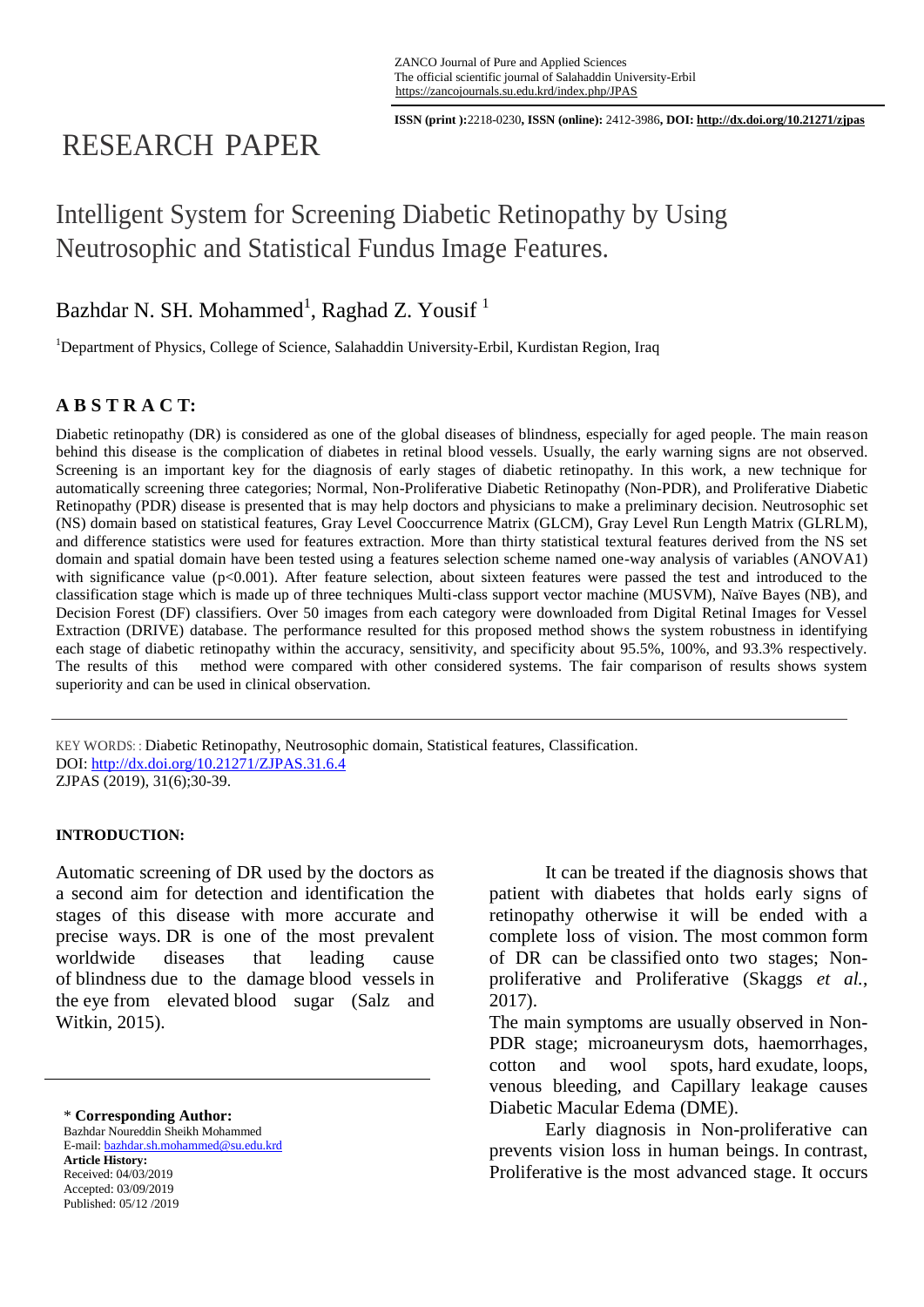ZANCO Journal of Pure and Applied Sciences
The official scientific journal of Salahaddin University-Erbil
https://zancojournals.su.edu.krd/index.php/JPAS

**ISSN (print ):**2218-0230**, ISSN (online):** 2412-3986**, DOI: http://dx.doi.org/10.21271/zjpas**

# RESEARCH PAPER

# Intelligent System for Screening Diabetic Retinopathy by Using Neutrosophic and Statistical Fundus Image Features.

Bazhdar N. SH. Mohammed[1], Raghad Z. Yousif [1]

[1]Department of Physics, College of Science, Salahaddin University-Erbil, Kurdistan Region, Iraq

## A B S T R A C T:

Diabetic retinopathy (DR) is considered as one of the global diseases of blindness, especially for aged people. The main reason behind this disease is the complication of diabetes in retinal blood vessels. Usually, the early warning signs are not observed. Screening is an important key for the diagnosis of early stages of diabetic retinopathy. In this work, a new technique for automatically screening three categories; Normal, Non-Proliferative Diabetic Retinopathy (Non-PDR), and Proliferative Diabetic Retinopathy (PDR) disease is presented that is may help doctors and physicians to make a preliminary decision. Neutrosophic set (NS) domain based on statistical features, Gray Level Cooccurrence Matrix (GLCM), Gray Level Run Length Matrix (GLRLM), and difference statistics were used for features extraction. More than thirty statistical textural features derived from the NS set domain and spatial domain have been tested using a features selection scheme named one-way analysis of variables (ANOVA1) with significance value ($p<0.001$). After feature selection, about sixteen features were passed the test and introduced to the classification stage which is made up of three techniques Multi-class support vector machine (MUSVM), Naïve Bayes (NB), and Decision Forest (DF) classifiers. Over 50 images from each category were downloaded from Digital Retinal Images for Vessel Extraction (DRIVE) database. The performance resulted for this proposed method shows the system robustness in identifying each stage of diabetic retinopathy within the accuracy, sensitivity, and specificity about 95.5%, 100%, and 93.3% respectively. The results of this method were compared with other considered systems. The fair comparison of results shows system superiority and can be used in clinical observation.

KEY WORDS: : Diabetic Retinopathy, Neutrosophic domain, Statistical features, Classification.
DOI: http://dx.doi.org/10.21271/ZJPAS.31.6.4
ZJPAS (2019), 31(6);30-39.

#### INTRODUCTION:

Automatic screening of DR used by the doctors as a second aim for detection and identification the stages of this disease with more accurate and precise ways. DR is one of the most prevalent worldwide diseases that leading cause of blindness due to the damage blood vessels in the eye from elevated blood sugar (Salz and Witkin, 2015).

It can be treated if the diagnosis shows that patient with diabetes that holds early signs of retinopathy otherwise it will be ended with a complete loss of vision. The most common form of DR can be classified onto two stages; Non-proliferative and Proliferative (Skaggs *et al.*, 2017).

The main symptoms are usually observed in Non-PDR stage; microaneurysm dots, haemorrhages, cotton and wool spots, hard exudate, loops, venous bleeding, and Capillary leakage causes Diabetic Macular Edema (DME).

Early diagnosis in Non-proliferative can prevents vision loss in human beings. In contrast, Proliferative is the most advanced stage. It occurs

\* **Corresponding Author:**
Bazhdar Noureddin Sheikh Mohammed
E-mail: bazhdar.sh.mohammed@su.edu.krd
**Article History:**
Received: 04/03/2019
Accepted: 03/09/2019
Published: 05/12 /2019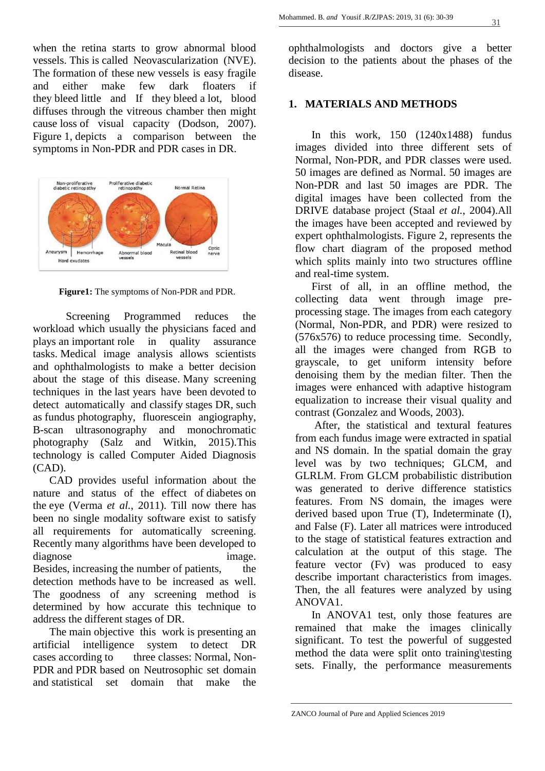when the retina starts to grow abnormal blood vessels. This is called Neovascularization (NVE). The formation of these new vessels is easy fragile and either make few dark floaters if they bleed little and If they bleed a lot, blood diffuses through the vitreous chamber then might cause loss of visual capacity (Dodson, 2007). Figure 1, depicts a comparison between the symptoms in Non-PDR and PDR cases in DR.

**Figure1:** The symptoms of Non-PDR and PDR.

Screening Programmed reduces the workload which usually the physicians faced and plays an important role in quality assurance tasks. Medical image analysis allows scientists and ophthalmologists to make a better decision about the stage of this disease. Many screening techniques in the last years have been devoted to detect automatically and classify stages DR, such as fundus photography, fluorescein angiography, B-scan ultrasonography and monochromatic photography (Salz and Witkin, 2015).This technology is called Computer Aided Diagnosis (CAD).

CAD provides useful information about the nature and status of the effect of diabetes on the eye (Verma *et al.*, 2011). Till now there has been no single modality software exist to satisfy all requirements for automatically screening. Recently many algorithms have been developed to diagnose image. Besides, increasing the number of patients, the detection methods have to be increased as well. The goodness of any screening method is determined by how accurate this technique to address the different stages of DR.

The main objective this work is presenting an artificial intelligence system to detect DR cases according to three classes: Normal, Non-PDR and PDR based on Neutrosophic set domain and statistical set domain that make the ophthalmologists and doctors give a better decision to the patients about the phases of the disease.

## 1. MATERIALS AND METHODS

In this work, 150 (1240x1488) fundus images divided into three different sets of Normal, Non-PDR, and PDR classes were used. 50 images are defined as Normal. 50 images are Non-PDR and last 50 images are PDR. The digital images have been collected from the DRIVE database project (Staal *et al.*, 2004).All the images have been accepted and reviewed by expert ophthalmologists. Figure 2, represents the flow chart diagram of the proposed method which splits mainly into two structures offline and real-time system.

First of all, in an offline method, the collecting data went through image pre-processing stage. The images from each category (Normal, Non-PDR, and PDR) were resized to (576x576) to reduce processing time. Secondly, all the images were changed from RGB to grayscale, to get uniform intensity before denoising them by the median filter. Then the images were enhanced with adaptive histogram equalization to increase their visual quality and contrast (Gonzalez and Woods, 2003).

After, the statistical and textural features from each fundus image were extracted in spatial and NS domain. In the spatial domain the gray level was by two techniques; GLCM, and GLRLM. From GLCM probabilistic distribution was generated to derive difference statistics features. From NS domain, the images were derived based upon True (T), Indeterminate (I), and False (F). Later all matrices were introduced to the stage of statistical features extraction and calculation at the output of this stage. The feature vector (Fv) was produced to easy describe important characteristics from images. Then, the all features were analyzed by using ANOVA1.

In ANOVA1 test, only those features are remained that make the images clinically significant. To test the powerful of suggested method the data were split onto training\testing sets. Finally, the performance measurements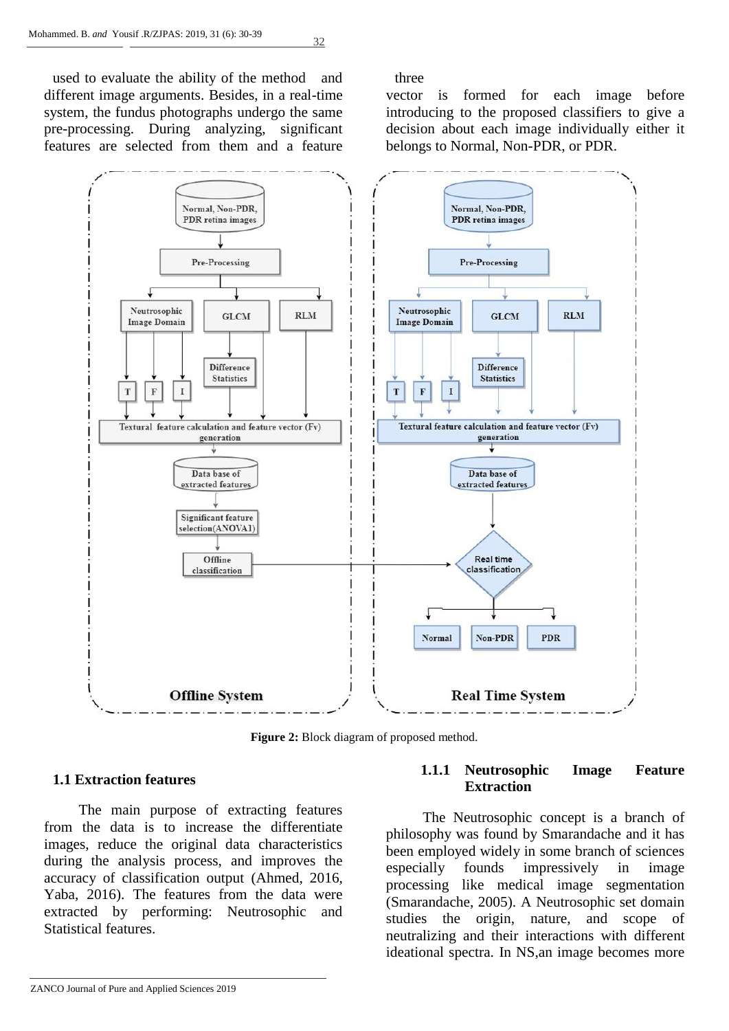used to evaluate the ability of the method and different image arguments. Besides, in a real-time system, the fundus photographs undergo the same pre-processing. During analyzing, significant features are selected from them and a feature three vector is formed for each image before introducing to the proposed classifiers to give a decision about each image individually either it belongs to Normal, Non-PDR, or PDR.

**Figure 2:** Block diagram of proposed method.

### 1.1 Extraction features

The main purpose of extracting features from the data is to increase the differentiate images, reduce the original data characteristics during the analysis process, and improves the accuracy of classification output (Ahmed, 2016, Yaba, 2016). The features from the data were extracted by performing: Neutrosophic and Statistical features.

#### 1.1.1 Neutrosophic Image Feature Extraction

The Neutrosophic concept is a branch of philosophy was found by Smarandache and it has been employed widely in some branch of sciences especially founds impressively in image processing like medical image segmentation (Smarandache, 2005). A Neutrosophic set domain studies the origin, nature, and scope of neutralizing and their interactions with different ideational spectra. In NS,an image becomes more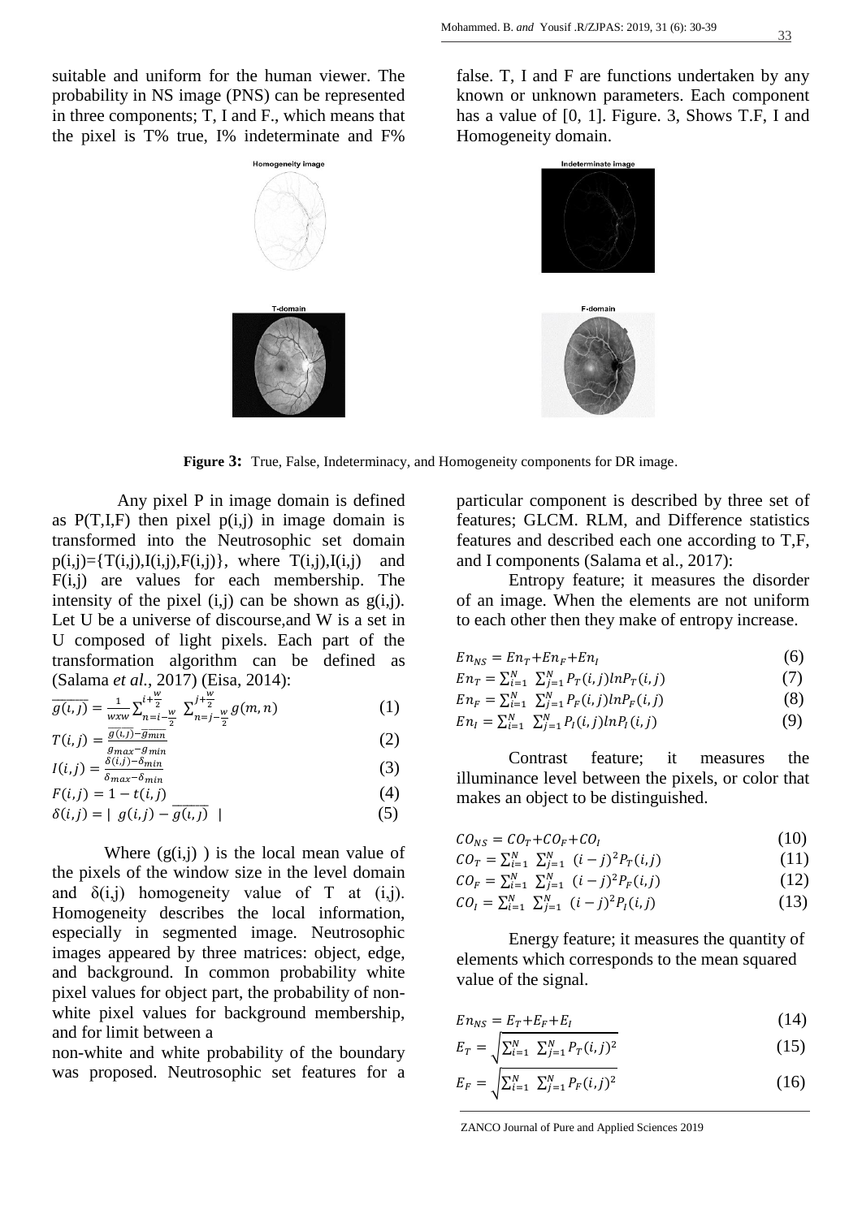suitable and uniform for the human viewer. The probability in NS image (PNS) can be represented in three components; T, I and F., which means that the pixel is T% true, I% indeterminate and F% false. T, I and F are functions undertaken by any known or unknown parameters. Each component has a value of [0, 1]. Figure. 3, Shows T.F, I and Homogeneity domain.

Homogeneity image

Indeterminate image

T-domain

F-domain

**Figure 3:** True, False, Indeterminacy, and Homogeneity components for DR image.

Any pixel P in image domain is defined as P(T,I,F) then pixel p(i,j) in image domain is transformed into the Neutrosophic set domain p(i,j)={T(i,j),I(i,j),F(i,j)}, where T(i,j),I(i,j) and F(i,j) are values for each membership. The intensity of the pixel (i,j) can be shown as g(i,j). Let U be a universe of discourse,and W is a set in U composed of light pixels. Each part of the transformation algorithm can be defined as (Salama *et al.*, 2017) (Eisa, 2014):

$$\overline{g(i,j)} = \frac{1}{wxw} \sum_{n=i-\frac{w}{2}}^{i+\frac{w}{2}} \sum_{n=j-\frac{w}{2}}^{j+\frac{w}{2}} g(m,n) \quad (1)$$

$$T(i,j) = \frac{\overline{g(i,j)} - \overline{g}_{min}}{g_{max} - g_{min}} \quad (2)$$

$$I(i,j) = \frac{\delta(i,j) - \delta_{min}}{\delta_{max} - \delta_{min}} \quad (3)$$

$$F(i,j) = 1 - t(i,j) \quad (4)$$

$$\delta(i,j) = |\ g(i,j) - \overline{g(i,j)}\ | \quad (5)$$

Where (g(i,j) ) is the local mean value of the pixels of the window size in the level domain and δ(i,j) homogeneity value of T at (i,j). Homogeneity describes the local information, especially in segmented image. Neutrosophic images appeared by three matrices: object, edge, and background. In common probability white pixel values for object part, the probability of non-white pixel values for background membership, and for limit between a

non-white and white probability of the boundary was proposed. Neutrosophic set features for a particular component is described by three set of features; GLCM. RLM, and Difference statistics features and described each one according to T,F, and I components (Salama et al., 2017):

Entropy feature; it measures the disorder of an image. When the elements are not uniform to each other then they make of entropy increase.

$$En_{NS} = En_T + En_F + En_I \quad (6)$$

$$En_T = \sum_{i=1}^{N} \sum_{j=1}^{N} P_T(i,j) ln P_T(i,j) \quad (7)$$

$$En_F = \sum_{i=1}^{N} \sum_{j=1}^{N} P_F(i,j) ln P_F(i,j) \quad (8)$$

$$En_I = \sum_{i=1}^{N} \sum_{j=1}^{N} P_I(i,j) ln P_I(i,j) \quad (9)$$

Contrast feature; it measures the illuminance level between the pixels, or color that makes an object to be distinguished.

$$CO_{NS} = CO_T + CO_F + CO_I \quad (10)$$

$$CO_T = \sum_{i=1}^{N} \sum_{j=1}^{N} (i-j)^2 P_T(i,j) \quad (11)$$

$$CO_F = \sum_{i=1}^{N} \sum_{j=1}^{N} (i-j)^2 P_F(i,j) \quad (12)$$

$$CO_I = \sum_{i=1}^{N} \sum_{j=1}^{N} (i-j)^2 P_I(i,j) \quad (13)$$

Energy feature; it measures the quantity of elements which corresponds to the mean squared value of the signal.

$$En_{NS} = E_T + E_F + E_I \quad (14)$$

$$E_T = \sqrt{\sum_{i=1}^{N} \sum_{j=1}^{N} P_T(i,j)^2} \quad (15)$$

$$E_F = \sqrt{\sum_{i=1}^{N} \sum_{j=1}^{N} P_F(i,j)^2} \quad (16)$$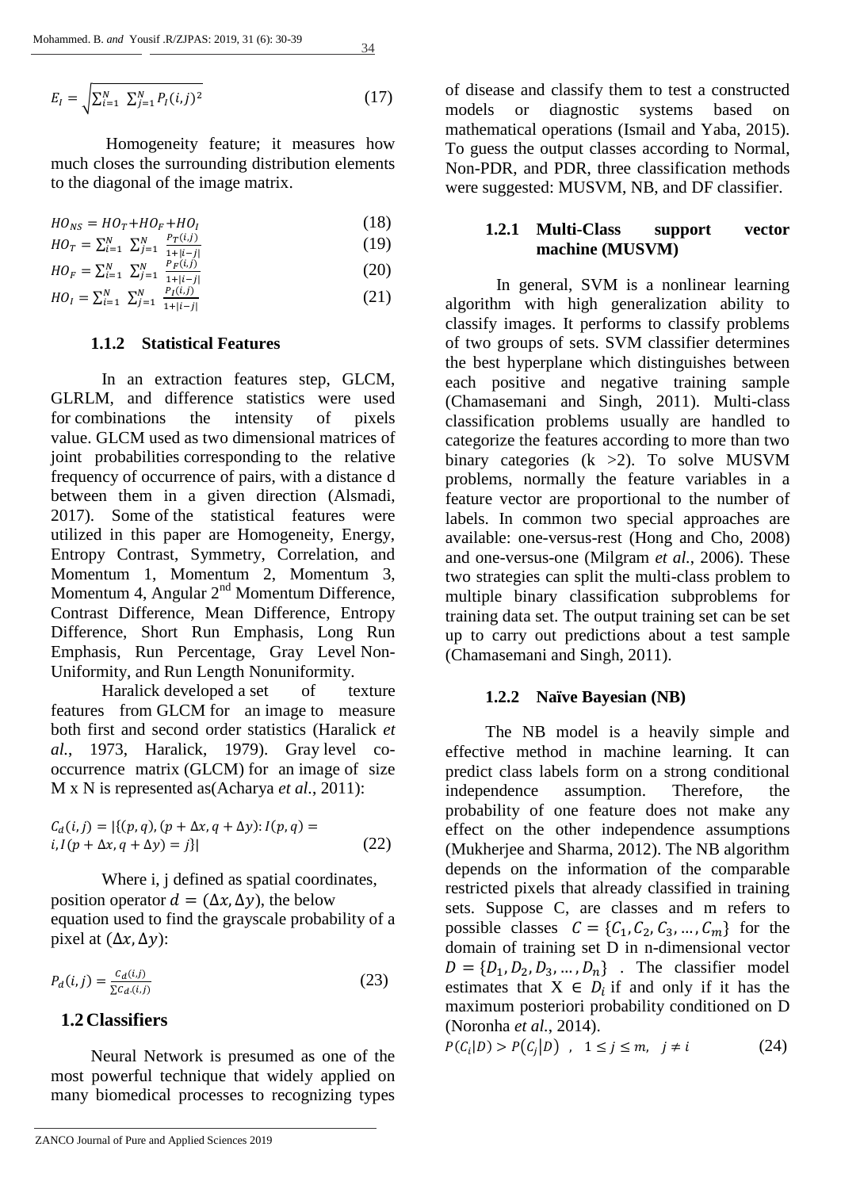$$E_I = \sqrt{\sum_{i=1}^{N} \sum_{j=1}^{N} P_I(i,j)^2} \quad (17)$$

Homogeneity feature; it measures how much closes the surrounding distribution elements to the diagonal of the image matrix.

$$HO_{NS} = HO_T + HO_F + HO_I \quad (18)$$

$$HO_T = \sum_{i=1}^{N} \sum_{j=1}^{N} \frac{P_T(i,j)}{1+|i-j|} \quad (19)$$

$$HO_F = \sum_{i=1}^{N} \sum_{j=1}^{N} \frac{P_F(i,j)}{1+|i-j|} \quad (20)$$

$$HO_I = \sum_{i=1}^{N} \sum_{j=1}^{N} \frac{P_I(i,j)}{1+|i-j|} \quad (21)$$

### 1.1.2 Statistical Features

In an extraction features step, GLCM, GLRLM, and difference statistics were used for combinations the intensity of pixels value. GLCM used as two dimensional matrices of joint probabilities corresponding to the relative frequency of occurrence of pairs, with a distance d between them in a given direction (Alsmadi, 2017). Some of the statistical features were utilized in this paper are Homogeneity, Energy, Entropy Contrast, Symmetry, Correlation, and Momentum 1, Momentum 2, Momentum 3, Momentum 4, Angular 2nd Momentum Difference, Contrast Difference, Mean Difference, Entropy Difference, Short Run Emphasis, Long Run Emphasis, Run Percentage, Gray Level Non-Uniformity, and Run Length Nonuniformity.

Haralick developed a set of texture features from GLCM for an image to measure both first and second order statistics (Haralick *et al.*, 1973, Haralick, 1979). Gray level co-occurrence matrix (GLCM) for an image of size M x N is represented as(Acharya *et al.*, 2011):

$$C_d(i,j) = |\{(p,q),(p+\Delta x, q+\Delta y): I(p,q) = i, I(p+\Delta x, q+\Delta y) = j\}| \quad (22)$$

Where i, j defined as spatial coordinates, position operator $d = (\Delta x, \Delta y)$, the below equation used to find the grayscale probability of a pixel at $(\Delta x, \Delta y)$:

$$P_d(i,j) = \frac{C_d(i,j)}{\sum C_d.(i,j)} \quad (23)$$

## 1.2 Classifiers

Neural Network is presumed as one of the most powerful technique that widely applied on many biomedical processes to recognizing types of disease and classify them to test a constructed models or diagnostic systems based on mathematical operations (Ismail and Yaba, 2015). To guess the output classes according to Normal, Non-PDR, and PDR, three classification methods were suggested: MUSVM, NB, and DF classifier.

### 1.2.1 Multi-Class support vector machine (MUSVM)

In general, SVM is a nonlinear learning algorithm with high generalization ability to classify images. It performs to classify problems of two groups of sets. SVM classifier determines the best hyperplane which distinguishes between each positive and negative training sample (Chamasemani and Singh, 2011). Multi-class classification problems usually are handled to categorize the features according to more than two binary categories (k >2). To solve MUSVM problems, normally the feature variables in a feature vector are proportional to the number of labels. In common two special approaches are available: one-versus-rest (Hong and Cho, 2008) and one-versus-one (Milgram *et al.*, 2006). These two strategies can split the multi-class problem to multiple binary classification subproblems for training data set. The output training set can be set up to carry out predictions about a test sample (Chamasemani and Singh, 2011).

### 1.2.2 Naïve Bayesian (NB)

The NB model is a heavily simple and effective method in machine learning. It can predict class labels form on a strong conditional independence assumption. Therefore, the probability of one feature does not make any effect on the other independence assumptions (Mukherjee and Sharma, 2012). The NB algorithm depends on the information of the comparable restricted pixels that already classified in training sets. Suppose C, are classes and m refers to possible classes $C = \{C_1, C_2, C_3, \ldots, C_m\}$ for the domain of training set D in n-dimensional vector $D = \{D_1, D_2, D_3, \ldots, D_n\}$ . The classifier model estimates that $X \in D_i$ if and only if it has the maximum posteriori probability conditioned on D (Noronha *et al.*, 2014).

$$P(C_i|D) > P(C_j|D) \ , \ 1 \le j \le m, \ j \ne i \quad (24)$$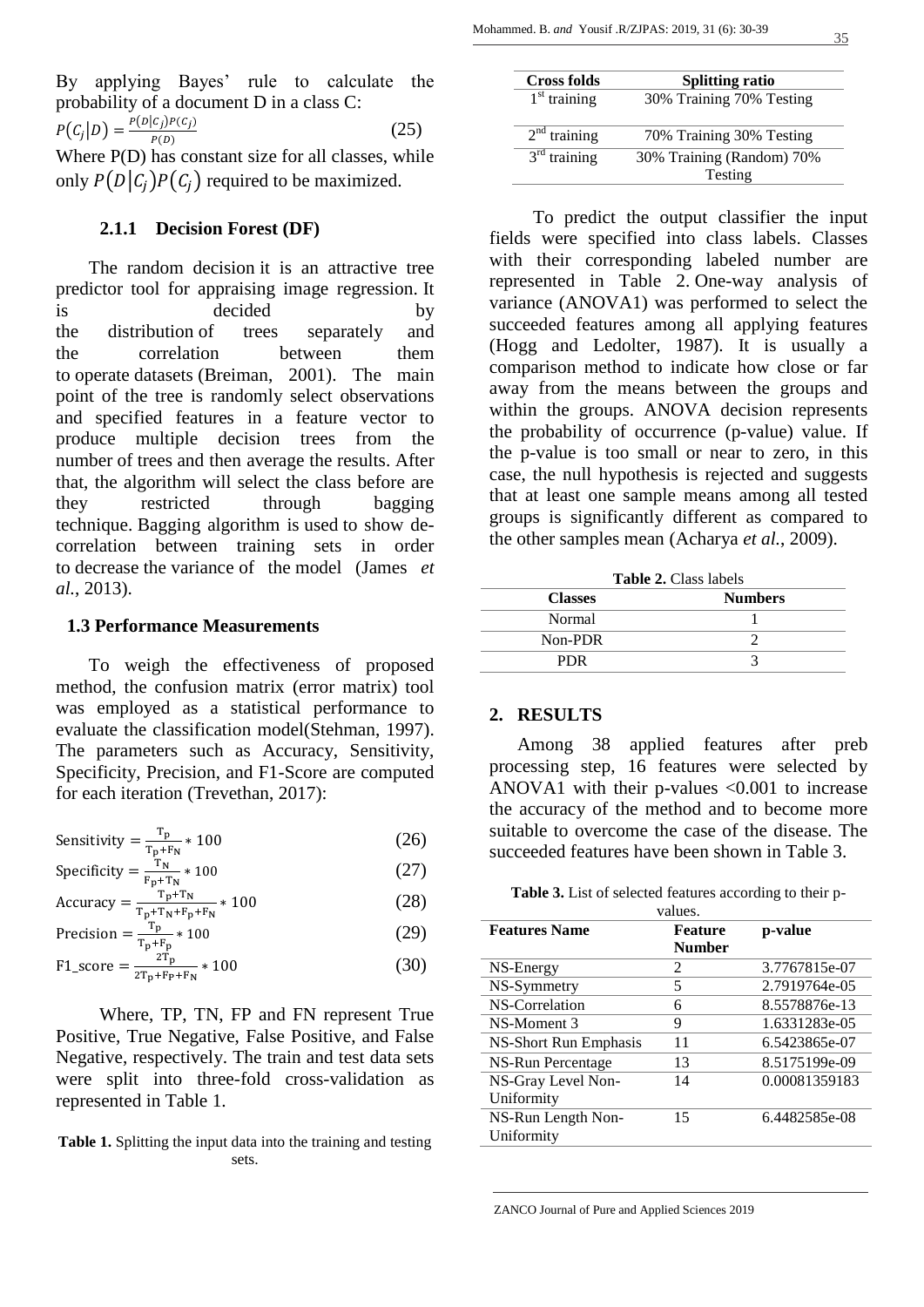By applying Bayes' rule to calculate the probability of a document D in a class C:

$$P(C_j|D) = \frac{P(D|C_j)P(C_j)}{P(D)} \quad (25)$$

Where P(D) has constant size for all classes, while only $P(D|C_j)P(C_j)$ required to be maximized.

### 2.1.1 Decision Forest (DF)

The random decision it is an attractive tree predictor tool for appraising image regression. It is decided by the distribution of trees separately and the correlation between them to operate datasets (Breiman, 2001). The main point of the tree is randomly select observations and specified features in a feature vector to produce multiple decision trees from the number of trees and then average the results. After that, the algorithm will select the class before are they restricted through bagging technique. Bagging algorithm is used to show de-correlation between training sets in order to decrease the variance of the model (James *et al.*, 2013).

## 1.3 Performance Measurements

To weigh the effectiveness of proposed method, the confusion matrix (error matrix) tool was employed as a statistical performance to evaluate the classification model(Stehman, 1997). The parameters such as Accuracy, Sensitivity, Specificity, Precision, and F1-Score are computed for each iteration (Trevethan, 2017):

$$\text{Sensitivity} = \frac{T_P}{T_P+F_N} * 100 \quad (26)$$

$$\text{Specificity} = \frac{T_N}{F_P+T_N} * 100 \quad (27)$$

$$\text{Accuracy} = \frac{T_P+T_N}{T_P+T_N+F_P+F_N} * 100 \quad (28)$$

$$\text{Precision} = \frac{T_P}{T_P+F_P} * 100 \quad (29)$$

$$\text{F1\_score} = \frac{2T_P}{2T_P+F_P+F_N} * 100 \quad (30)$$

Where, TP, TN, FP and FN represent True Positive, True Negative, False Positive, and False Negative, respectively. The train and test data sets were split into three-fold cross-validation as represented in Table 1.

**Table 1.** Splitting the input data into the training and testing sets.

| Cross folds | Splitting ratio |
|---|---|
| 1st training | 30% Training 70% Testing |
| 2nd training | 70% Training 30% Testing |
| 3rd training | 30% Training (Random) 70% Testing |

To predict the output classifier the input fields were specified into class labels. Classes with their corresponding labeled number are represented in Table 2. One-way analysis of variance (ANOVA1) was performed to select the succeeded features among all applying features (Hogg and Ledolter, 1987). It is usually a comparison method to indicate how close or far away from the means between the groups and within the groups. ANOVA decision represents the probability of occurrence (p-value) value. If the p-value is too small or near to zero, in this case, the null hypothesis is rejected and suggests that at least one sample means among all tested groups is significantly different as compared to the other samples mean (Acharya *et al.*, 2009).

**Table 2.** Class labels

| Classes | Numbers |
|---|---|
| Normal | 1 |
| Non-PDR | 2 |
| PDR | 3 |

## 2. RESULTS

Among 38 applied features after preb processing step, 16 features were selected by ANOVA1 with their p-values <0.001 to increase the accuracy of the method and to become more suitable to overcome the case of the disease. The succeeded features have been shown in Table 3.

**Table 3.** List of selected features according to their p-values.

| Features Name | Feature Number | p-value |
|---|---|---|
| NS-Energy | 2 | 3.7767815e-07 |
| NS-Symmetry | 5 | 2.7919764e-05 |
| NS-Correlation | 6 | 8.5578876e-13 |
| NS-Moment 3 | 9 | 1.6331283e-05 |
| NS-Short Run Emphasis | 11 | 6.5423865e-07 |
| NS-Run Percentage | 13 | 8.5175199e-09 |
| NS-Gray Level Non-Uniformity | 14 | 0.00081359183 |
| NS-Run Length Non-Uniformity | 15 | 6.4482585e-08 |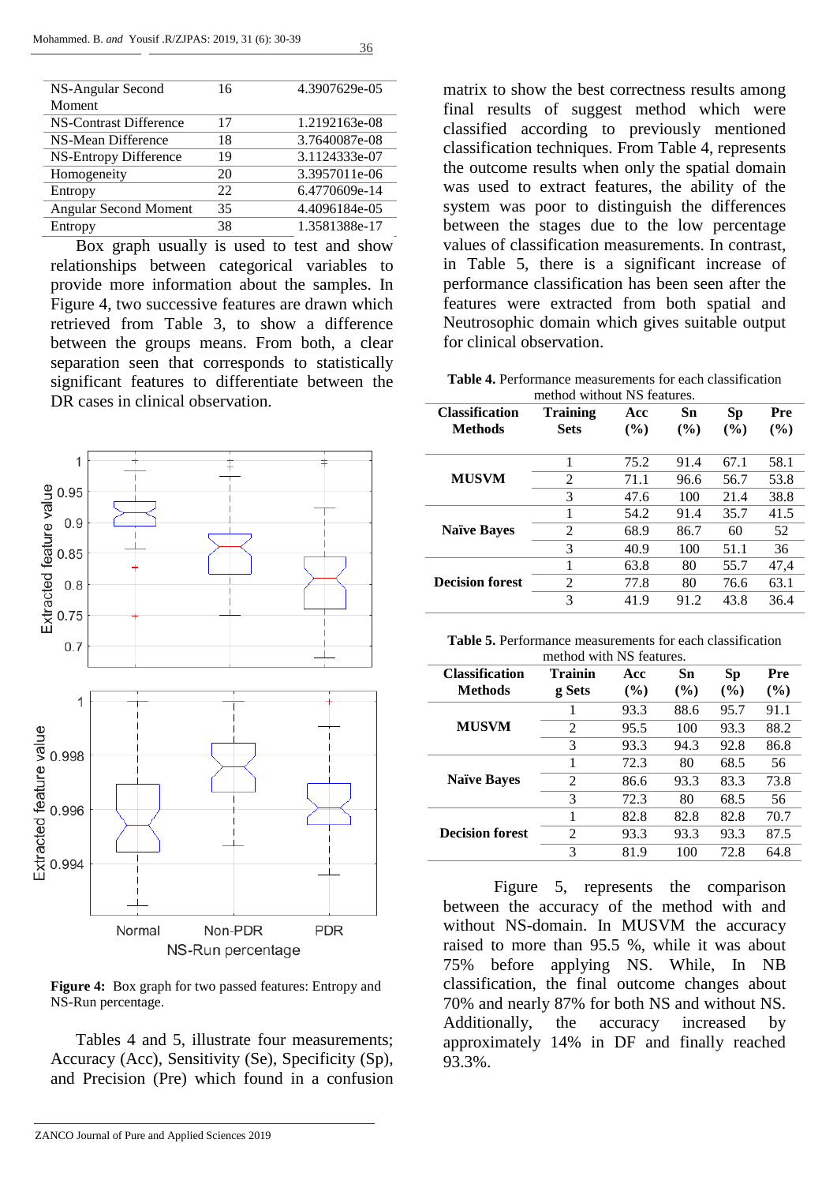| NS-Angular Second Moment | 16 | 4.3907629e-05 |
|---|---|---|
| NS-Contrast Difference | 17 | 1.2192163e-08 |
| NS-Mean Difference | 18 | 3.7640087e-08 |
| NS-Entropy Difference | 19 | 3.1124333e-07 |
| Homogeneity | 20 | 3.3957011e-06 |
| Entropy | 22 | 6.4770609e-14 |
| Angular Second Moment | 35 | 4.4096184e-05 |
| Entropy | 38 | 1.3581388e-17 |

Box graph usually is used to test and show relationships between categorical variables to provide more information about the samples. In Figure 4, two successive features are drawn which retrieved from Table 3, to show a difference between the groups means. From both, a clear separation seen that corresponds to statistically significant features to differentiate between the DR cases in clinical observation.

**Figure 4:** Box graph for two passed features: Entropy and NS-Run percentage.

Tables 4 and 5, illustrate four measurements; Accuracy (Acc), Sensitivity (Se), Specificity (Sp), and Precision (Pre) which found in a confusion matrix to show the best correctness results among final results of suggest method which were classified according to previously mentioned classification techniques. From Table 4, represents the outcome results when only the spatial domain was used to extract features, the ability of the system was poor to distinguish the differences between the stages due to the low percentage values of classification measurements. In contrast, in Table 5, there is a significant increase of performance classification has been seen after the features were extracted from both spatial and Neutrosophic domain which gives suitable output for clinical observation.

**Table 4.** Performance measurements for each classification method without NS features.

| Classification Methods | Training Sets | Acc (%) | Sn (%) | Sp (%) | Pre (%) |
|---|---|---|---|---|---|
| MUSVM | 1 | 75.2 | 91.4 | 67.1 | 58.1 |
| | 2 | 71.1 | 96.6 | 56.7 | 53.8 |
| | 3 | 47.6 | 100 | 21.4 | 38.8 |
| Naïve Bayes | 1 | 54.2 | 91.4 | 35.7 | 41.5 |
| | 2 | 68.9 | 86.7 | 60 | 52 |
| | 3 | 40.9 | 100 | 51.1 | 36 |
| Decision forest | 1 | 63.8 | 80 | 55.7 | 47,4 |
| | 2 | 77.8 | 80 | 76.6 | 63.1 |
| | 3 | 41.9 | 91.2 | 43.8 | 36.4 |

**Table 5.** Performance measurements for each classification method with NS features.

| Classification Methods | Training Sets | Acc (%) | Sn (%) | Sp (%) | Pre (%) |
|---|---|---|---|---|---|
| MUSVM | 1 | 93.3 | 88.6 | 95.7 | 91.1 |
| | 2 | 95.5 | 100 | 93.3 | 88.2 |
| | 3 | 93.3 | 94.3 | 92.8 | 86.8 |
| Naïve Bayes | 1 | 72.3 | 80 | 68.5 | 56 |
| | 2 | 86.6 | 93.3 | 83.3 | 73.8 |
| | 3 | 72.3 | 80 | 68.5 | 56 |
| Decision forest | 1 | 82.8 | 82.8 | 82.8 | 70.7 |
| | 2 | 93.3 | 93.3 | 93.3 | 87.5 |
| | 3 | 81.9 | 100 | 72.8 | 64.8 |

Figure 5, represents the comparison between the accuracy of the method with and without NS-domain. In MUSVM the accuracy raised to more than 95.5 %, while it was about 75% before applying NS. While, In NB classification, the final outcome changes about 70% and nearly 87% for both NS and without NS. Additionally, the accuracy increased by approximately 14% in DF and finally reached 93.3%.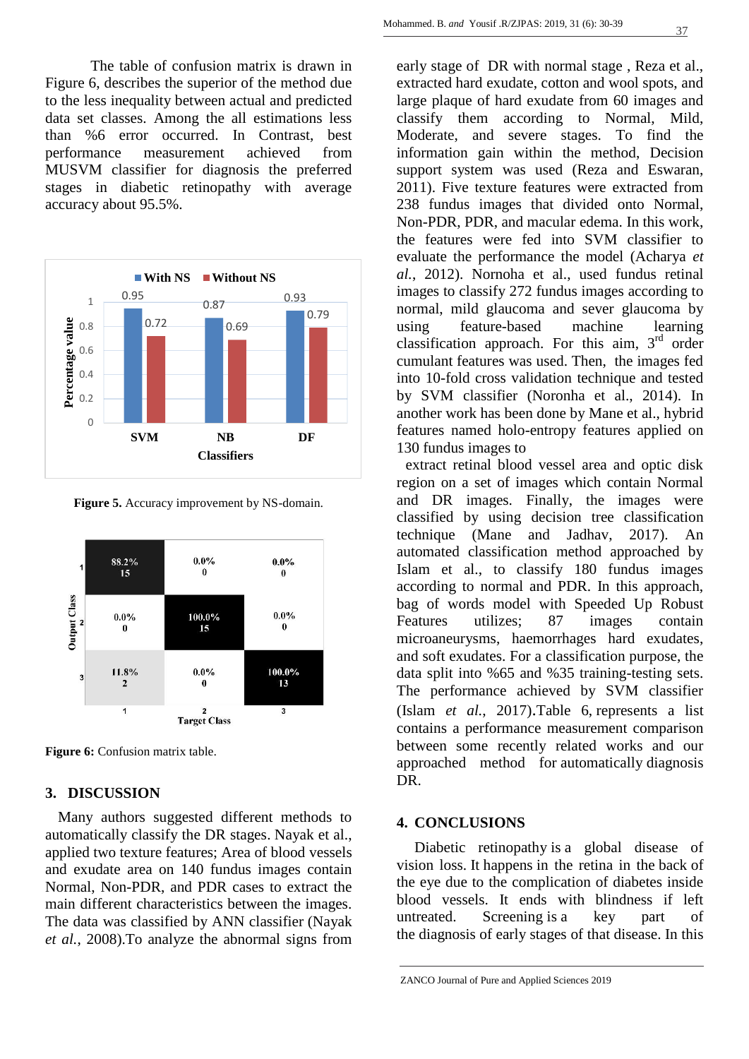The table of confusion matrix is drawn in Figure 6, describes the superior of the method due to the less inequality between actual and predicted data set classes. Among the all estimations less than %6 error occurred. In Contrast, best performance measurement achieved from MUSVM classifier for diagnosis the preferred stages in diabetic retinopathy with average accuracy about 95.5%.

**Figure 5.** Accuracy improvement by NS-domain.

**Figure 6:** Confusion matrix table.

## 3. DISCUSSION

Many authors suggested different methods to automatically classify the DR stages. Nayak et al., applied two texture features; Area of blood vessels and exudate area on 140 fundus images contain Normal, Non-PDR, and PDR cases to extract the main different characteristics between the images. The data was classified by ANN classifier (Nayak *et al.*, 2008).To analyze the abnormal signs from early stage of DR with normal stage , Reza et al., extracted hard exudate, cotton and wool spots, and large plaque of hard exudate from 60 images and classify them according to Normal, Mild, Moderate, and severe stages. To find the information gain within the method, Decision support system was used (Reza and Eswaran, 2011). Five texture features were extracted from 238 fundus images that divided onto Normal, Non-PDR, PDR, and macular edema. In this work, the features were fed into SVM classifier to evaluate the performance the model (Acharya *et al.*, 2012). Nornoha et al., used fundus retinal images to classify 272 fundus images according to normal, mild glaucoma and sever glaucoma by using feature-based machine learning classification approach. For this aim, 3rd order cumulant features was used. Then, the images fed into 10-fold cross validation technique and tested by SVM classifier (Noronha et al., 2014). In another work has been done by Mane et al., hybrid features named holo-entropy features applied on 130 fundus images to extract retinal blood vessel area and optic disk region on a set of images which contain Normal and DR images. Finally, the images were classified by using decision tree classification technique (Mane and Jadhav, 2017). An automated classification method approached by Islam et al., to classify 180 fundus images according to normal and PDR. In this approach, bag of words model with Speeded Up Robust Features utilizes; 87 images contain microaneurysms, haemorrhages hard exudates, and soft exudates. For a classification purpose, the data split into %65 and %35 training-testing sets. The performance achieved by SVM classifier (Islam *et al.*, 2017).Table 6, represents a list contains a performance measurement comparison between some recently related works and our approached method for automatically diagnosis DR.

## 4. CONCLUSIONS

Diabetic retinopathy is a global disease of vision loss. It happens in the retina in the back of the eye due to the complication of diabetes inside blood vessels. It ends with blindness if left untreated. Screening is a key part of the diagnosis of early stages of that disease. In this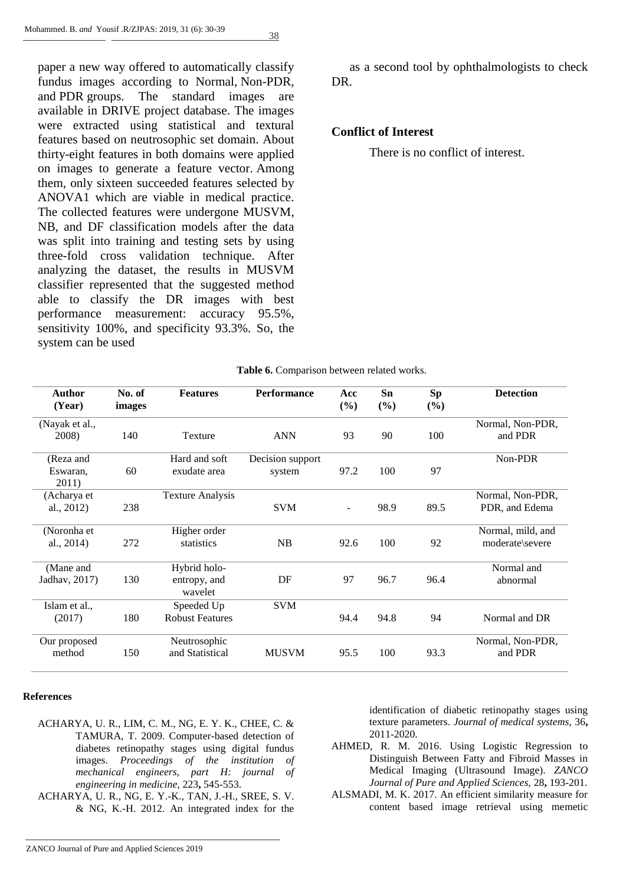paper a new way offered to automatically classify fundus images according to Normal, Non-PDR, and PDR groups. The standard images are available in DRIVE project database. The images were extracted using statistical and textural features based on neutrosophic set domain. About thirty-eight features in both domains were applied on images to generate a feature vector. Among them, only sixteen succeeded features selected by ANOVA1 which are viable in medical practice. The collected features were undergone MUSVM, NB, and DF classification models after the data was split into training and testing sets by using three-fold cross validation technique. After analyzing the dataset, the results in MUSVM classifier represented that the suggested method able to classify the DR images with best performance measurement: accuracy 95.5%, sensitivity 100%, and specificity 93.3%. So, the system can be used as a second tool by ophthalmologists to check DR.

## Conflict of Interest

There is no conflict of interest.

**Table 6.** Comparison between related works.

| Author (Year) | No. of images | Features | Performance | Acc (%) | Sn (%) | Sp (%) | Detection |
|---|---|---|---|---|---|---|---|
| (Nayak et al., 2008) | 140 | Texture | ANN | 93 | 90 | 100 | Normal, Non-PDR, and PDR |
| (Reza and Eswaran, 2011) | 60 | Hard and soft exudate area | Decision support system | 97.2 | 100 | 97 | Non-PDR |
| (Acharya et al., 2012) | 238 | Texture Analysis | SVM | - | 98.9 | 89.5 | Normal, Non-PDR, PDR, and Edema |
| (Noronha et al., 2014) | 272 | Higher order statistics | NB | 92.6 | 100 | 92 | Normal, mild, and moderate\severe |
| (Mane and Jadhav, 2017) | 130 | Hybrid holo-entropy, and wavelet | DF | 97 | 96.7 | 96.4 | Normal and abnormal |
| Islam et al., (2017) | 180 | Speeded Up Robust Features | SVM | 94.4 | 94.8 | 94 | Normal and DR |
| Our proposed method | 150 | Neutrosophic and Statistical | MUSVM | 95.5 | 100 | 93.3 | Normal, Non-PDR, and PDR |

## References

ACHARYA, U. R., LIM, C. M., NG, E. Y. K., CHEE, C. & TAMURA, T. 2009. Computer-based detection of diabetes retinopathy stages using digital fundus images. *Proceedings of the institution of mechanical engineers, part H: journal of engineering in medicine,* 223**,** 545-553.

ACHARYA, U. R., NG, E. Y.-K., TAN, J.-H., SREE, S. V. & NG, K.-H. 2012. An integrated index for the identification of diabetic retinopathy stages using texture parameters. *Journal of medical systems,* 36**,** 2011-2020.

AHMED, R. M. 2016. Using Logistic Regression to Distinguish Between Fatty and Fibroid Masses in Medical Imaging (Ultrasound Image). *ZANCO Journal of Pure and Applied Sciences,* 28**,** 193-201.

ALSMADI, M. K. 2017. An efficient similarity measure for content based image retrieval using memetic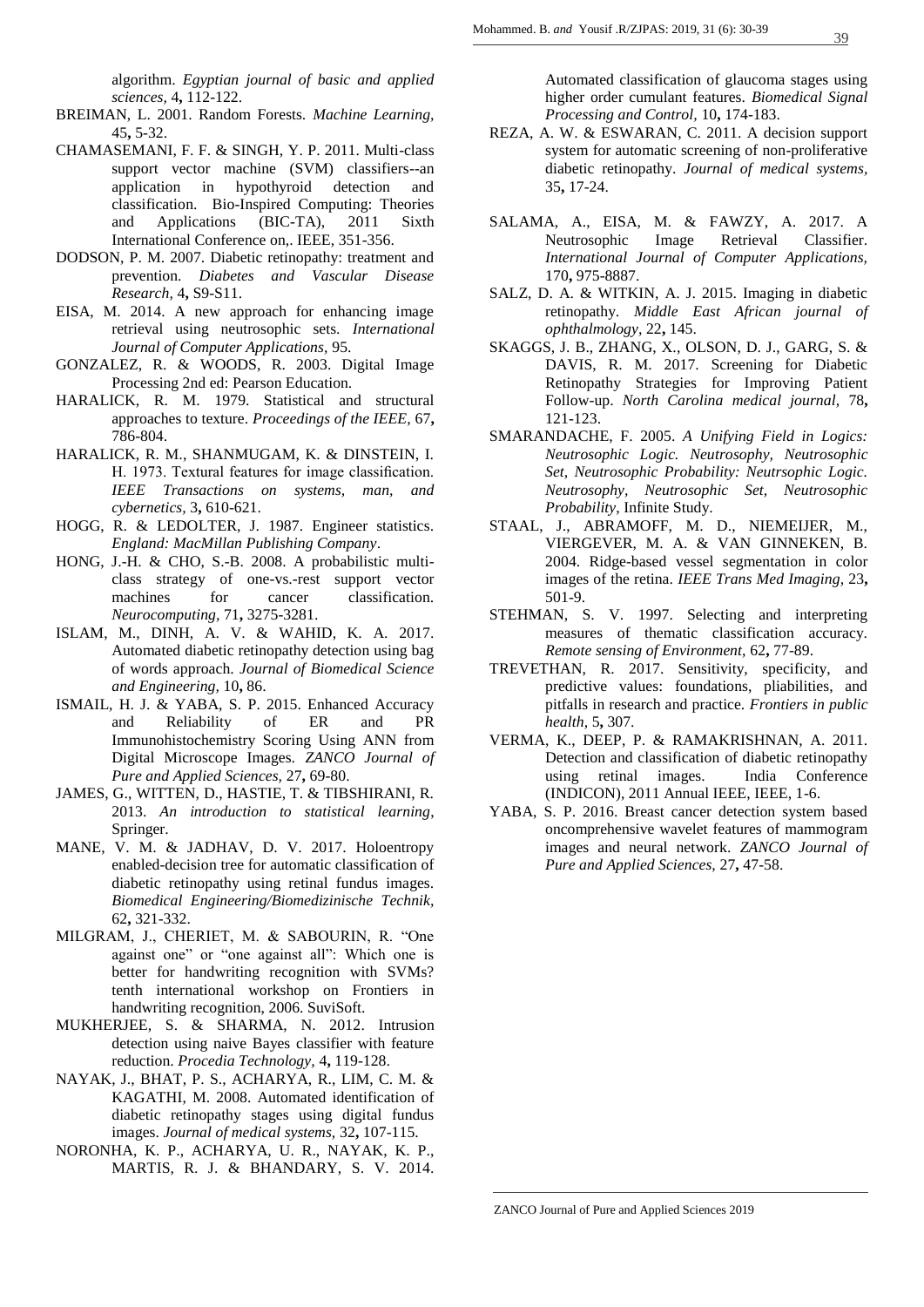algorithm. *Egyptian journal of basic and applied sciences,* 4**,** 112-122.

BREIMAN, L. 2001. Random Forests. *Machine Learning,* 45**,** 5-32.

CHAMASEMANI, F. F. & SINGH, Y. P. 2011. Multi-class support vector machine (SVM) classifiers--an application in hypothyroid detection and classification. Bio-Inspired Computing: Theories and Applications (BIC-TA), 2011 Sixth International Conference on,. IEEE, 351-356.

DODSON, P. M. 2007. Diabetic retinopathy: treatment and prevention. *Diabetes and Vascular Disease Research,* 4**,** S9-S11.

EISA, M. 2014. A new approach for enhancing image retrieval using neutrosophic sets. *International Journal of Computer Applications,* 95.

GONZALEZ, R. & WOODS, R. 2003. Digital Image Processing 2nd ed: Pearson Education.

HARALICK, R. M. 1979. Statistical and structural approaches to texture. *Proceedings of the IEEE,* 67**,** 786-804.

HARALICK, R. M., SHANMUGAM, K. & DINSTEIN, I. H. 1973. Textural features for image classification. *IEEE Transactions on systems, man, and cybernetics,* 3**,** 610-621.

HOGG, R. & LEDOLTER, J. 1987. Engineer statistics. *England: MacMillan Publishing Company*.

HONG, J.-H. & CHO, S.-B. 2008. A probabilistic multi-class strategy of one-vs.-rest support vector machines for cancer classification. *Neurocomputing,* 71**,** 3275-3281.

ISLAM, M., DINH, A. V. & WAHID, K. A. 2017. Automated diabetic retinopathy detection using bag of words approach. *Journal of Biomedical Science and Engineering,* 10**,** 86.

ISMAIL, H. J. & YABA, S. P. 2015. Enhanced Accuracy and Reliability of ER and PR Immunohistochemistry Scoring Using ANN from Digital Microscope Images. *ZANCO Journal of Pure and Applied Sciences,* 27**,** 69-80.

JAMES, G., WITTEN, D., HASTIE, T. & TIBSHIRANI, R. 2013. *An introduction to statistical learning*, Springer.

MANE, V. M. & JADHAV, D. V. 2017. Holoentropy enabled-decision tree for automatic classification of diabetic retinopathy using retinal fundus images. *Biomedical Engineering/Biomedizinische Technik,* 62**,** 321-332.

MILGRAM, J., CHERIET, M. & SABOURIN, R. "One against one" or "one against all": Which one is better for handwriting recognition with SVMs? tenth international workshop on Frontiers in handwriting recognition, 2006. SuviSoft.

MUKHERJEE, S. & SHARMA, N. 2012. Intrusion detection using naive Bayes classifier with feature reduction. *Procedia Technology,* 4**,** 119-128.

NAYAK, J., BHAT, P. S., ACHARYA, R., LIM, C. M. & KAGATHI, M. 2008. Automated identification of diabetic retinopathy stages using digital fundus images. *Journal of medical systems,* 32**,** 107-115.

NORONHA, K. P., ACHARYA, U. R., NAYAK, K. P., MARTIS, R. J. & BHANDARY, S. V. 2014. Automated classification of glaucoma stages using higher order cumulant features. *Biomedical Signal Processing and Control,* 10**,** 174-183.

REZA, A. W. & ESWARAN, C. 2011. A decision support system for automatic screening of non-proliferative diabetic retinopathy. *Journal of medical systems,* 35**,** 17-24.

SALAMA, A., EISA, M. & FAWZY, A. 2017. A Neutrosophic Image Retrieval Classifier. *International Journal of Computer Applications,* 170**,** 975-8887.

SALZ, D. A. & WITKIN, A. J. 2015. Imaging in diabetic retinopathy. *Middle East African journal of ophthalmology,* 22**,** 145.

SKAGGS, J. B., ZHANG, X., OLSON, D. J., GARG, S. & DAVIS, R. M. 2017. Screening for Diabetic Retinopathy Strategies for Improving Patient Follow-up. *North Carolina medical journal,* 78**,** 121-123.

SMARANDACHE, F. 2005. *A Unifying Field in Logics: Neutrosophic Logic. Neutrosophy, Neutrosophic Set, Neutrosophic Probability: Neutrsophic Logic. Neutrosophy, Neutrosophic Set, Neutrosophic Probability*, Infinite Study.

STAAL, J., ABRAMOFF, M. D., NIEMEIJER, M., VIERGEVER, M. A. & VAN GINNEKEN, B. 2004. Ridge-based vessel segmentation in color images of the retina. *IEEE Trans Med Imaging,* 23**,** 501-9.

STEHMAN, S. V. 1997. Selecting and interpreting measures of thematic classification accuracy. *Remote sensing of Environment,* 62**,** 77-89.

TREVETHAN, R. 2017. Sensitivity, specificity, and predictive values: foundations, pliabilities, and pitfalls in research and practice. *Frontiers in public health,* 5**,** 307.

VERMA, K., DEEP, P. & RAMAKRISHNAN, A. 2011. Detection and classification of diabetic retinopathy using retinal images. India Conference (INDICON), 2011 Annual IEEE, IEEE, 1-6.

YABA, S. P. 2016. Breast cancer detection system based oncomprehensive wavelet features of mammogram images and neural network. *ZANCO Journal of Pure and Applied Sciences,* 27**,** 47-58.